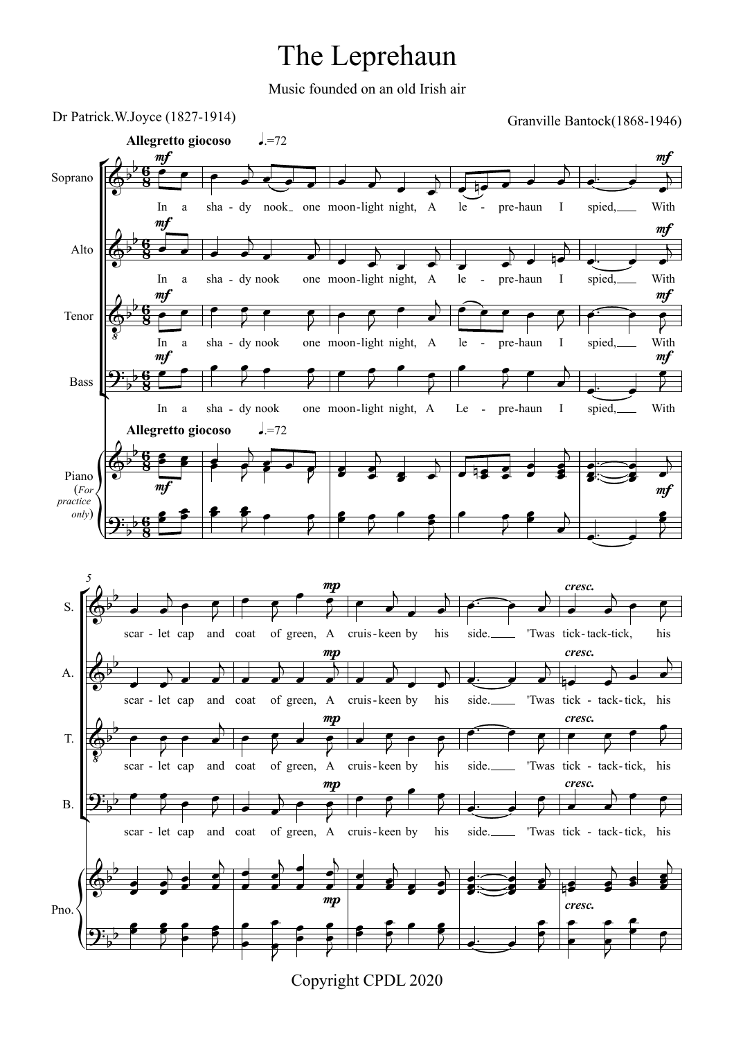# The Leprehaun

Music founded on an old Irish air

Dr Patrick.W.Joyce (1827-1914)

Granville Bantock(1868-1946)

**Allegretto giocoso** ♩.=72

Soprano, Alto, Tenor, Bass, Piano (*For practice only*)

In a shady nook one moon-light night, A le-pre-haun I spied, With scar-let cap and coat of green, A cruis-keen by his side. 'Twas tick-tack-tick, his

Copyright CPDL 2020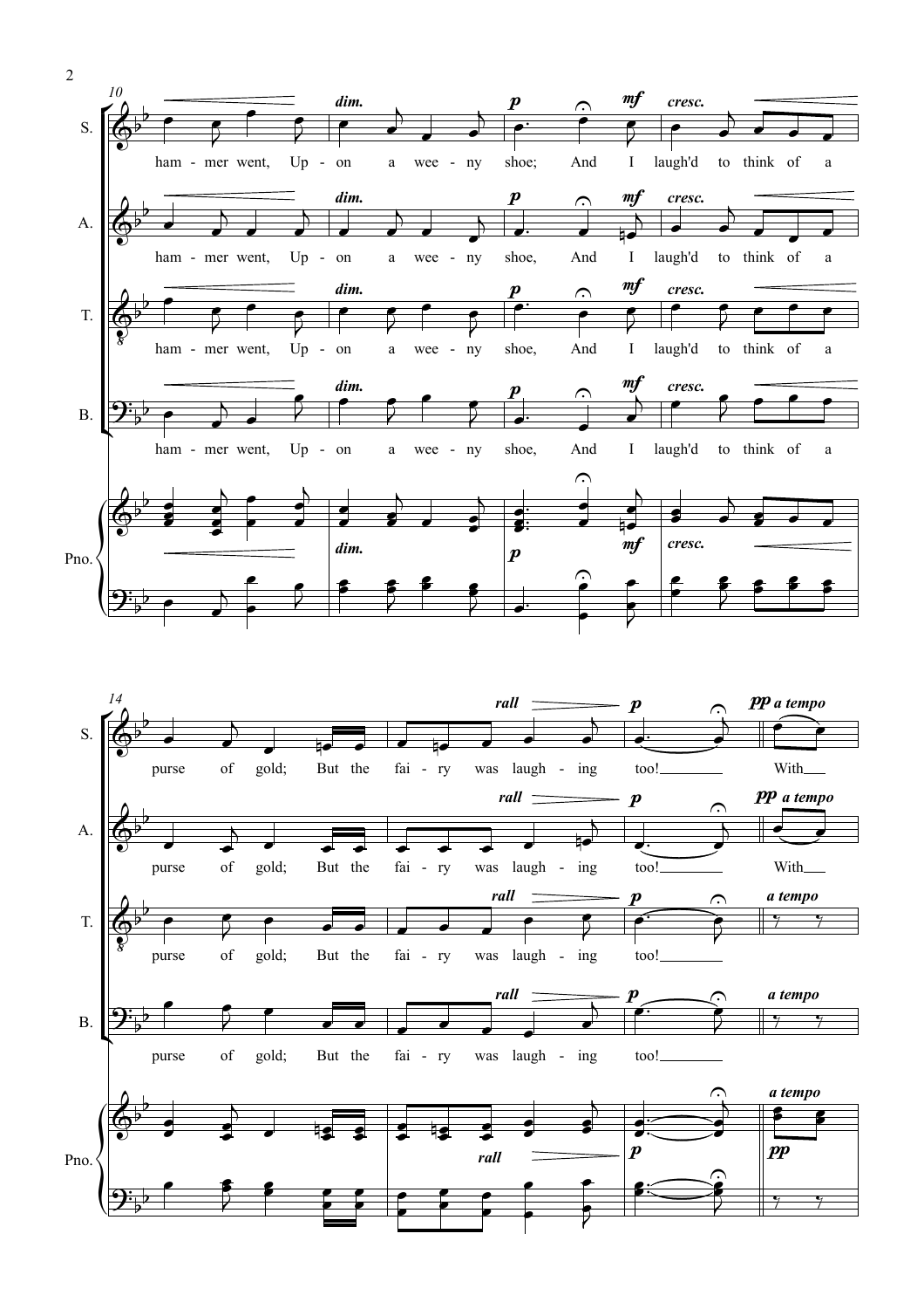10

S. ham - mer went, Up - on a wee - ny shoe; And I laugh'd to think of a

A. ham - mer went, Up - on a wee - ny shoe, And I laugh'd to think of a

T. ham - mer went, Up - on a wee - ny shoe, And I laugh'd to think of a

B. ham - mer went, Up - on a wee - ny shoe, And I laugh'd to think of a

*dim.* *p* *mf* *cresc.*

Pno.

14

S. purse of gold; But the fai - ry was laugh - ing too! With

A. purse of gold; But the fai - ry was laugh - ing too! With

T. purse of gold; But the fai - ry was laugh - ing too!

B. purse of gold; But the fai - ry was laugh - ing too!

*rall* *p* *pp a tempo* *a tempo*

Pno.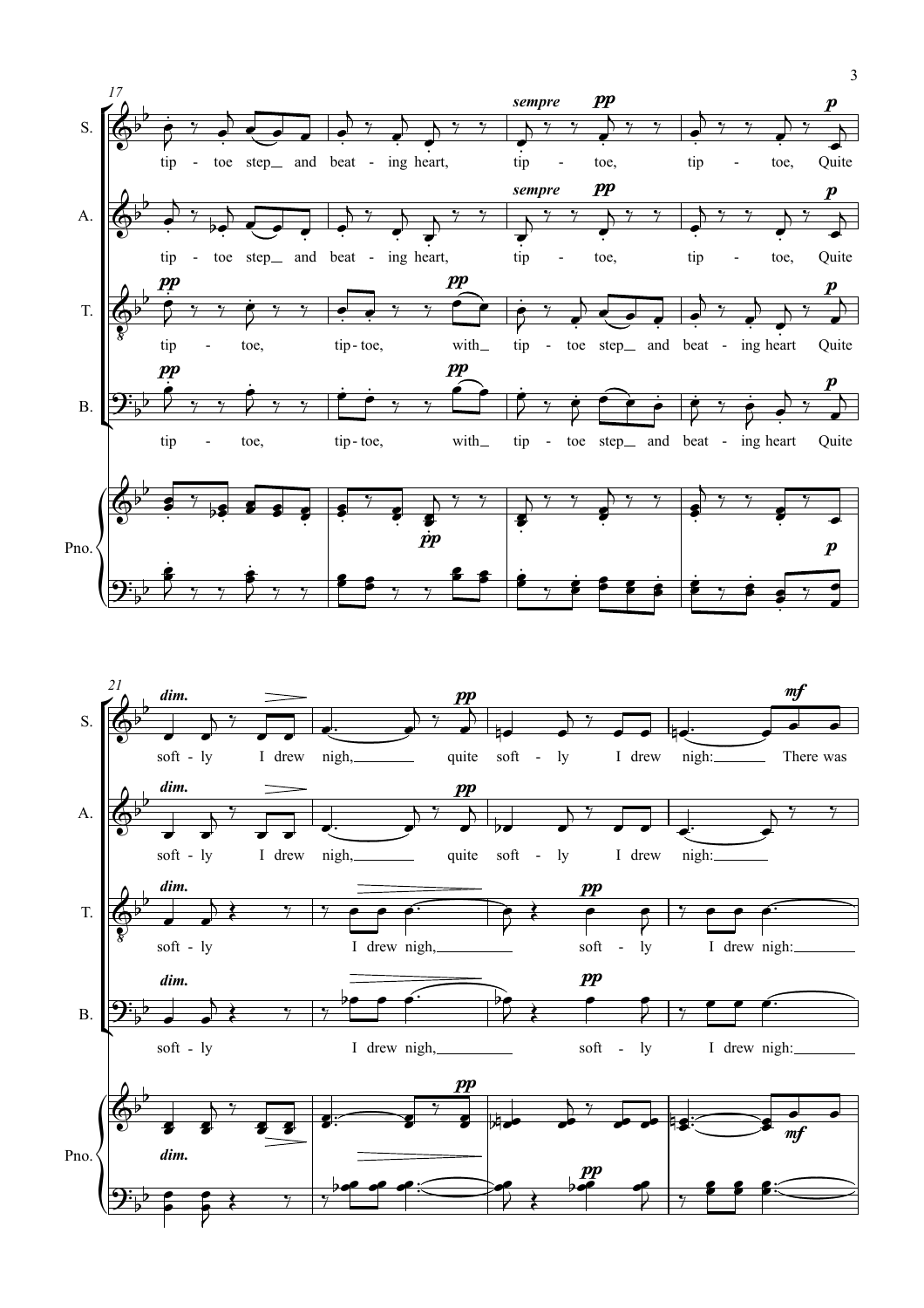**17**

S. — *sempre* **pp** … **p**
tip - toe step_ and beat - ing heart, tip - toe, tip - toe, Quite

A. — *sempre* **pp** … **p**
tip - toe step_ and beat - ing heart, tip - toe, tip - toe, Quite

T. — **pp** … **pp** … **p**
tip - toe, tip-toe, with_ tip - toe step_ and beat - ing heart Quite

B. — **pp** … **pp** … **p**
tip - toe, tip-toe, with_ tip - toe step_ and beat - ing heart Quite

Pno. — **pp** … **p**

**21**

S. — *dim.* … **pp** … **mf**
soft - ly I drew nigh,_ quite soft - ly I drew nigh:_ There was

A. — *dim.* … **pp**
soft - ly I drew nigh,_ quite soft - ly I drew nigh:_

T. — *dim.* … **pp**
soft - ly I drew nigh,_ soft - ly I drew nigh:_

B. — *dim.* … **pp**
soft - ly I drew nigh,_ soft - ly I drew nigh:_

Pno. — *dim.* … **pp** … **pp** … **mf**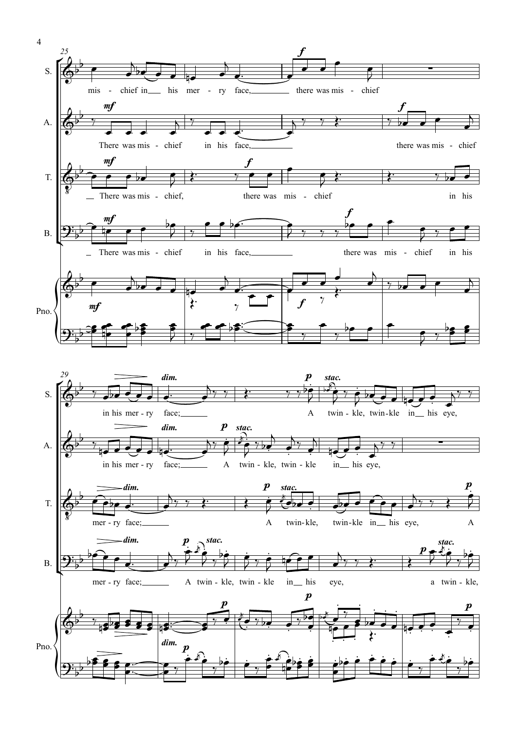S. mis - chief in his mer - ry face, there was mis - chief in his mer - ry face; A twin - kle, twin - kle in his eye,

A. There was mis - chief in his face, there was mis - chief in his mer - ry face; A twin - kle, twin - kle in his eye,

T. There was mis - chief, there was mis - chief in his mer - ry face; A twin - kle, twin - kle in his eye, A

B. There was mis - chief in his face, there was mis - chief in his mer - ry face; A twin - kle, twin - kle in his eye, a twin - kle,

Pno.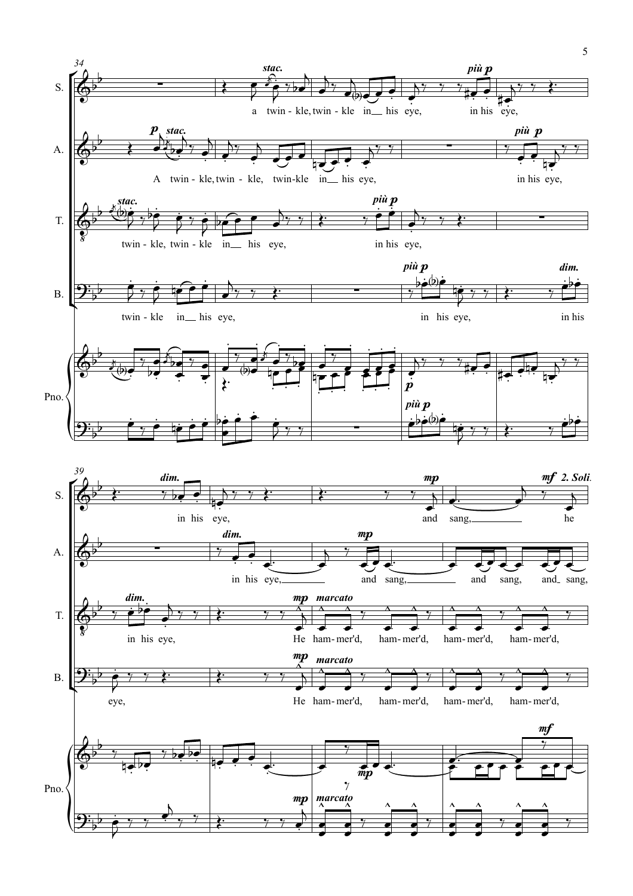S. a twin - kle, twin - kle in his eye, in his eye, in his eye, and sang, he

A. A twin - kle, twin - kle, twin-kle in his eye, in his eye, in his eye, and sang, and sang, and sang,

T. twin - kle, twin - kle in his eye, in his eye, in his eye, He ham-mer'd, ham-mer'd, ham-mer'd, ham-mer'd,

B. twin - kle in his eye, in his eye, in his eye, He ham-mer'd, ham-mer'd, ham-mer'd, ham-mer'd,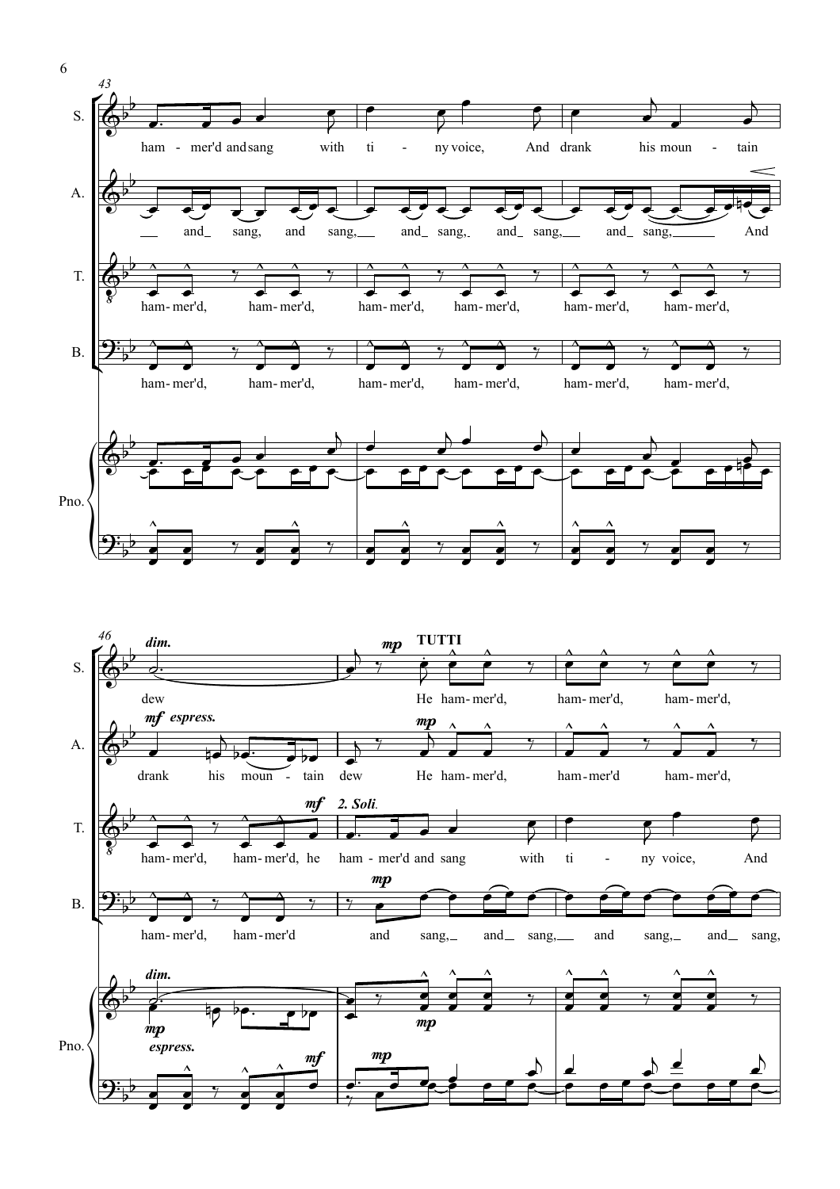**43**

S. ham - mer'd and sang with ti - ny voice, And drank his moun - tain

A. and sang, and sang, and sang, and sang, and sang, and sang, And

T. ham-mer'd, ham-mer'd, ham-mer'd, ham-mer'd, ham-mer'd, ham-mer'd,

B. ham-mer'd, ham-mer'd, ham-mer'd, ham-mer'd, ham-mer'd, ham-mer'd,

Pno.

**46**

S. *dim.* dew *mp* **TUTTI** He ham-mer'd, ham-mer'd, ham-mer'd,

A. *mf espress.* drank his moun - tain dew *mp* He ham-mer'd, ham-mer'd ham-mer'd,

T. ham-mer'd, ham-mer'd, he *mf* *2. Soli.* ham - mer'd and sang with ti - ny voice, And

B. ham-mer'd, ham-mer'd *mp* and sang, and sang, and sang, and sang,

Pno. *dim.* *mp espress.* *mf* *mp* *mp*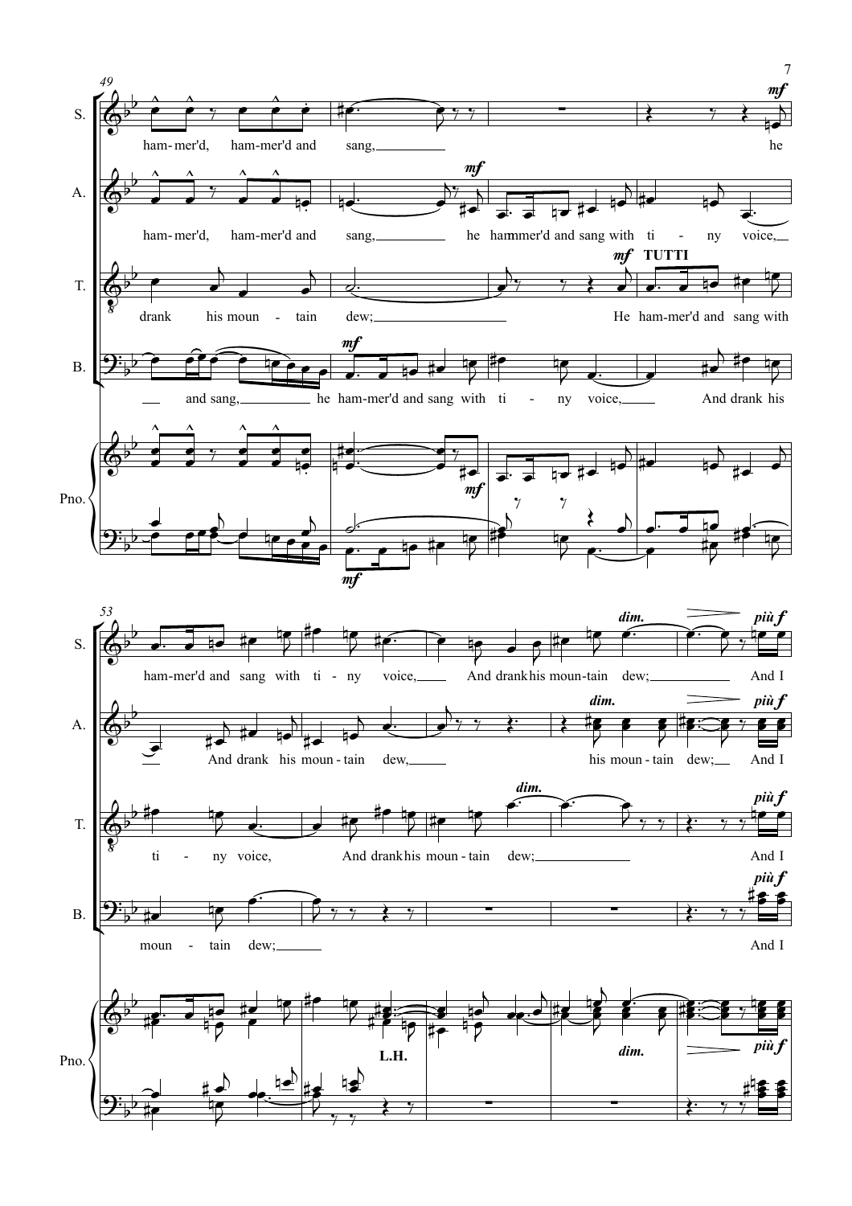S. ham-mer'd, ham-mer'd and sang, he ham-mer'd and sang with ti - ny voice, And drank his moun-tain dew; And I

A. ham-mer'd, ham-mer'd and sang, he ham-mer'd and sang with ti - ny voice, And drank his moun-tain dew, his moun-tain dew; And I

T. drank his moun - tain dew; He ham-mer'd and sang with ti - ny voice, And drank his moun-tain dew; And I

B. and sang, he ham-mer'd and sang with ti - ny voice, And drank his moun - tain dew; And I

Pno.

*mf* **TUTTI** *dim.* *più f* L.H.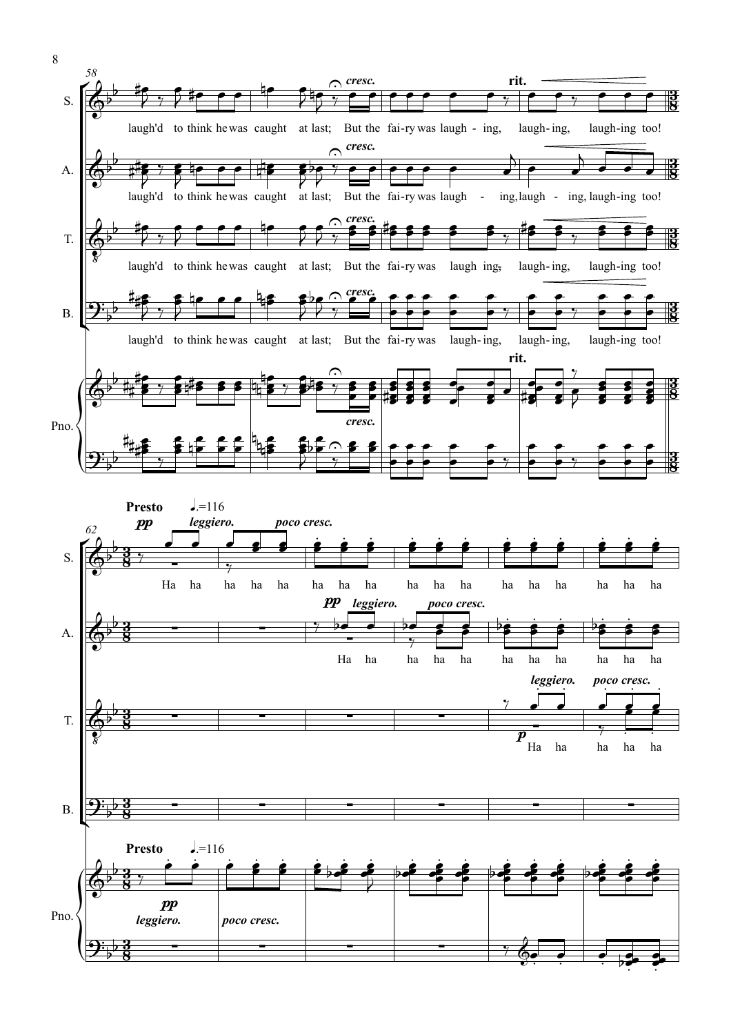**Presto** ♩.=116

*pp* *leggiero.* *poco cresc.*

S.: laugh'd to think he was caught at last; But the fai-ry was laugh - ing, laugh-ing, laugh-ing too!

A.: laugh'd to think he was caught at last; But the fai-ry was laugh - ing, laugh - ing, laugh-ing too!

T.: laugh'd to think he was caught at last; But the fai-ry was laugh ing, laugh-ing, laugh-ing too!

B.: laugh'd to think he was caught at last; But the fai-ry was laugh-ing, laugh-ing, laugh-ing too!

S.: Ha ha ha ha ha ha ha ha ha ha ha ha ha ha ha ha ha ha ha ha

A.: Ha ha ha ha ha ha ha ha ha ha ha

T.: Ha ha ha ha ha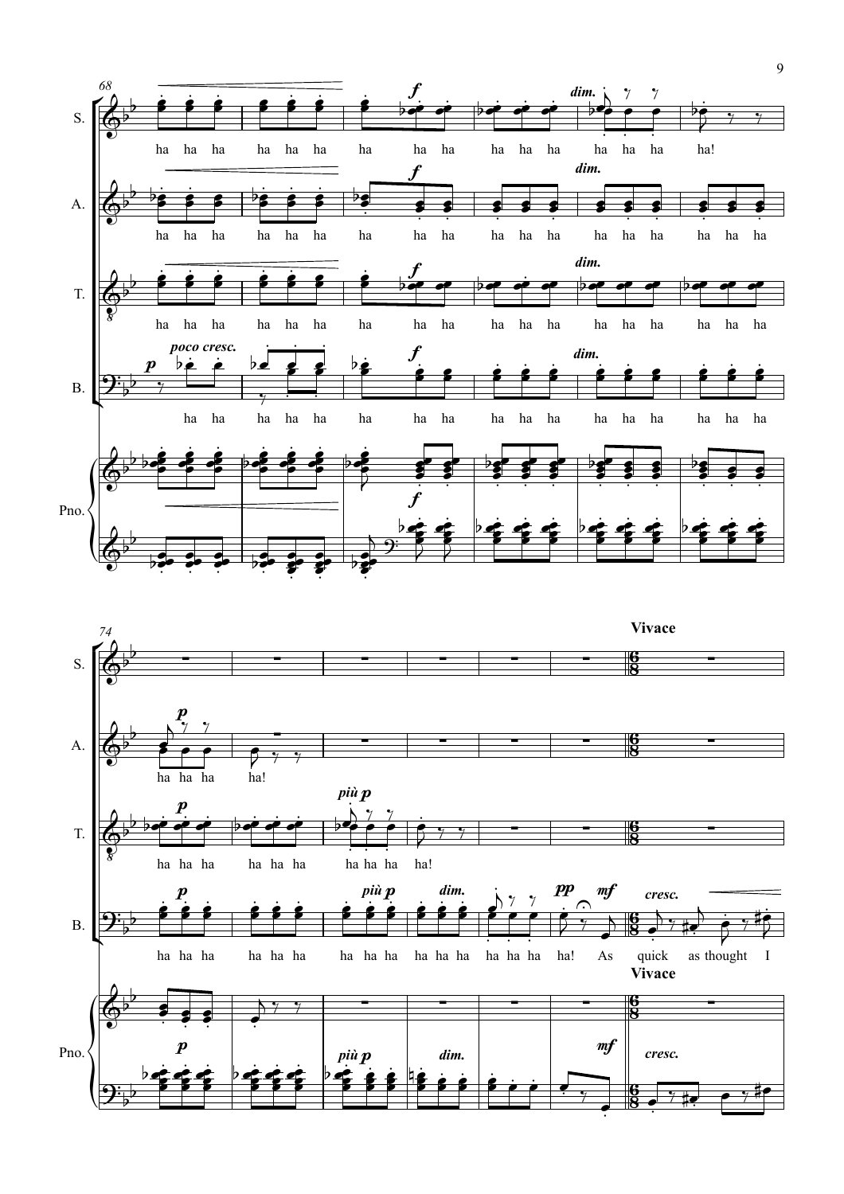**Vivace**

S.: ha ha ha ha ha ha ha ha ha ha ha ha ha ha ha ha!

A.: ha ha ha ha ha ha ha ha ha ha ha ha ha ha ha ha ha ha ha ha ha ha ha!

T.: ha ha ha ha ha ha ha ha ha ha ha ha ha ha ha ha ha ha ha ha ha ha ha ha ha ha ha ha ha ha ha!

B.: ha ha ha ha ha ha ha ha ha ha ha ha ha ha ha ha ha ha ha ha ha ha ha ha ha ha ha ha ha ha ha ha ha ha ha ha ha ha ha ha ha ha ha! As quick as thought I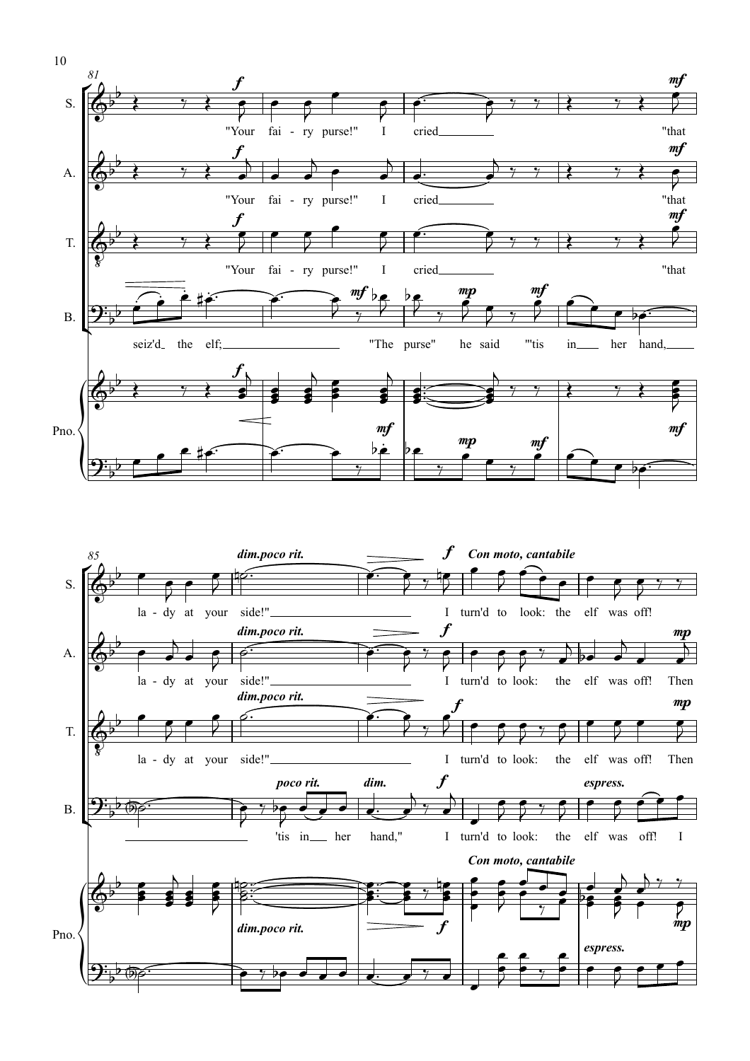S. "Your fai - ry purse!" I cried "that la - dy at your side!" I turn'd to look: the elf was off!

A. "Your fai - ry purse!" I cried "that la - dy at your side!" I turn'd to look: the elf was off! Then

T. "Your fai - ry purse!" I cried "that la - dy at your side!" I turn'd to look: the elf was off! Then

B. seiz'd the elf; "The purse" he said "'tis in her hand, 'tis in her hand," I turn'd to look: the elf was off! I

Pno.

*f* *mf* *mp* *dim.poco rit.* *poco rit.* *dim.* *Con moto, cantabile* *espress.*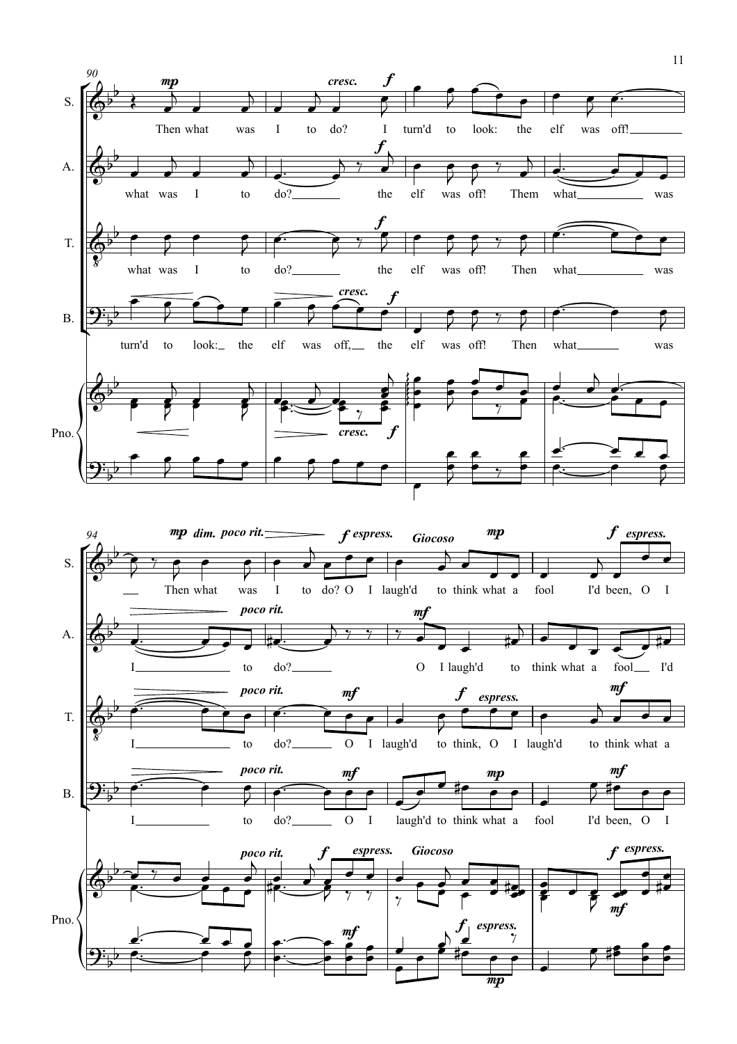**90**

S.: Then what was I to do? I turn'd to look: the elf was off! Then what was I to do? O I laugh'd to think what a fool I'd been, O I

A.: what was I to do? the elf was off! Them what was I to do? O I laugh'd to think what a fool I'd

T.: what was I to do? the elf was off! Then what was I to do? O I laugh'd to think, O I laugh'd to think what a

B.: turn'd to look: the elf was off, the elf was off! Then what was I to do? O I laugh'd to think what a fool I'd been, O I

*mp*, *cresc.*, *f*, *mp dim. poco rit.*, *f espress.*, *poco rit.*, *mf*, *Giocoso*, *espress.*

**94**

Pno.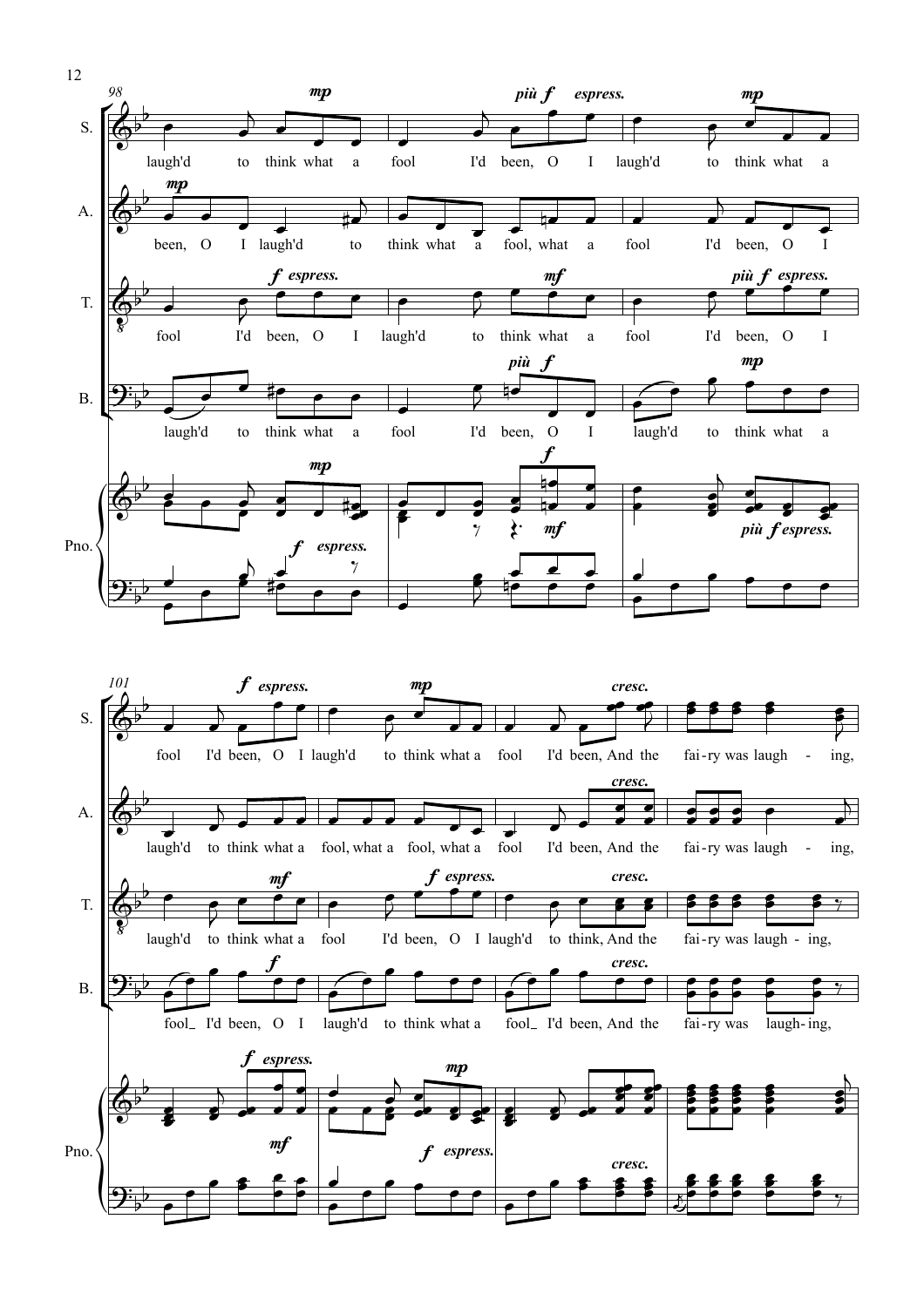**S.** laugh'd to think what a fool I'd been, O I laugh'd to think what a

**A.** been, O I laugh'd to think what a fool, what a fool I'd been, O I

**T.** fool I'd been, O I laugh'd to think what a fool I'd been, O I

**B.** laugh'd to think what a fool I'd been, O I laugh'd to think what a

**Pno.**

**S.** fool I'd been, O I laugh'd to think what a fool I'd been, And the fai-ry was laugh - ing,

**A.** laugh'd to think what a fool, what a fool, what a fool I'd been, And the fai-ry was laugh - ing,

**T.** laugh'd to think what a fool I'd been, O I laugh'd to think, And the fai-ry was laugh - ing,

**B.** fool_ I'd been, O I laugh'd to think what a fool_ I'd been, And the fai-ry was laugh-ing,

**Pno.**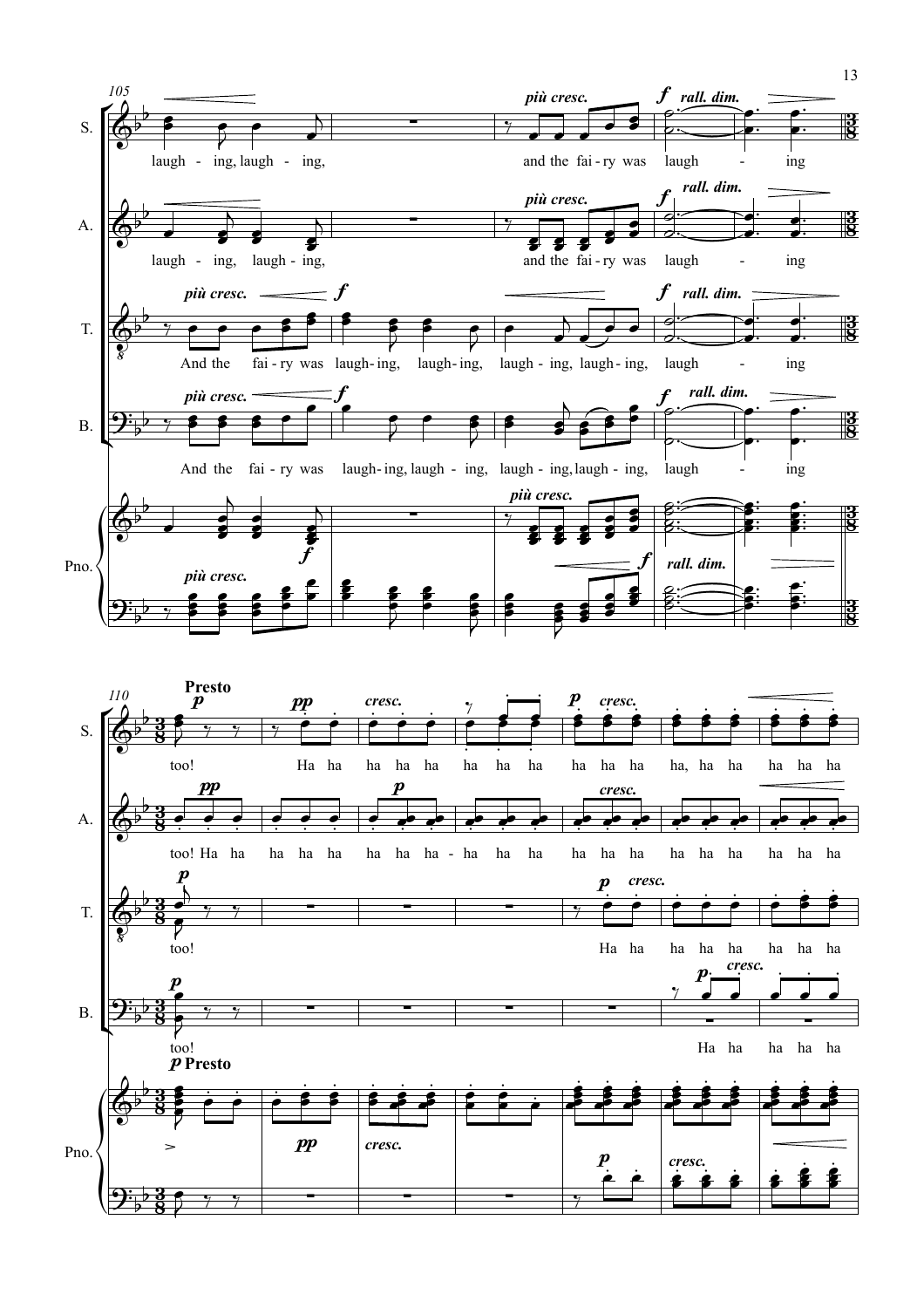**105**

S. laugh - ing, laugh - ing, and the fai - ry was laugh - ing

A. laugh - ing, laugh - ing, and the fai - ry was laugh - ing

T. And the fai - ry was laugh - ing, laugh - ing, laugh - ing, laugh - ing, laugh - ing

B. And the fai - ry was laugh - ing, laugh - ing, laugh - ing, laugh - ing, laugh - ing

*più cresc.* **f** *rall. dim.*

Pno.

**110** **Presto**

S. too! Ha ha ha ha ha ha ha ha ha ha ha ha, ha ha ha ha ha

A. too! Ha ha ha ha ha ha ha ha ha - ha ha ha ha ha ha ha ha ha ha ha ha

T. too! Ha ha ha ha ha ha ha ha

B. too! Ha ha ha ha ha

**p** **pp** *cresc.*

Pno. **p Presto**